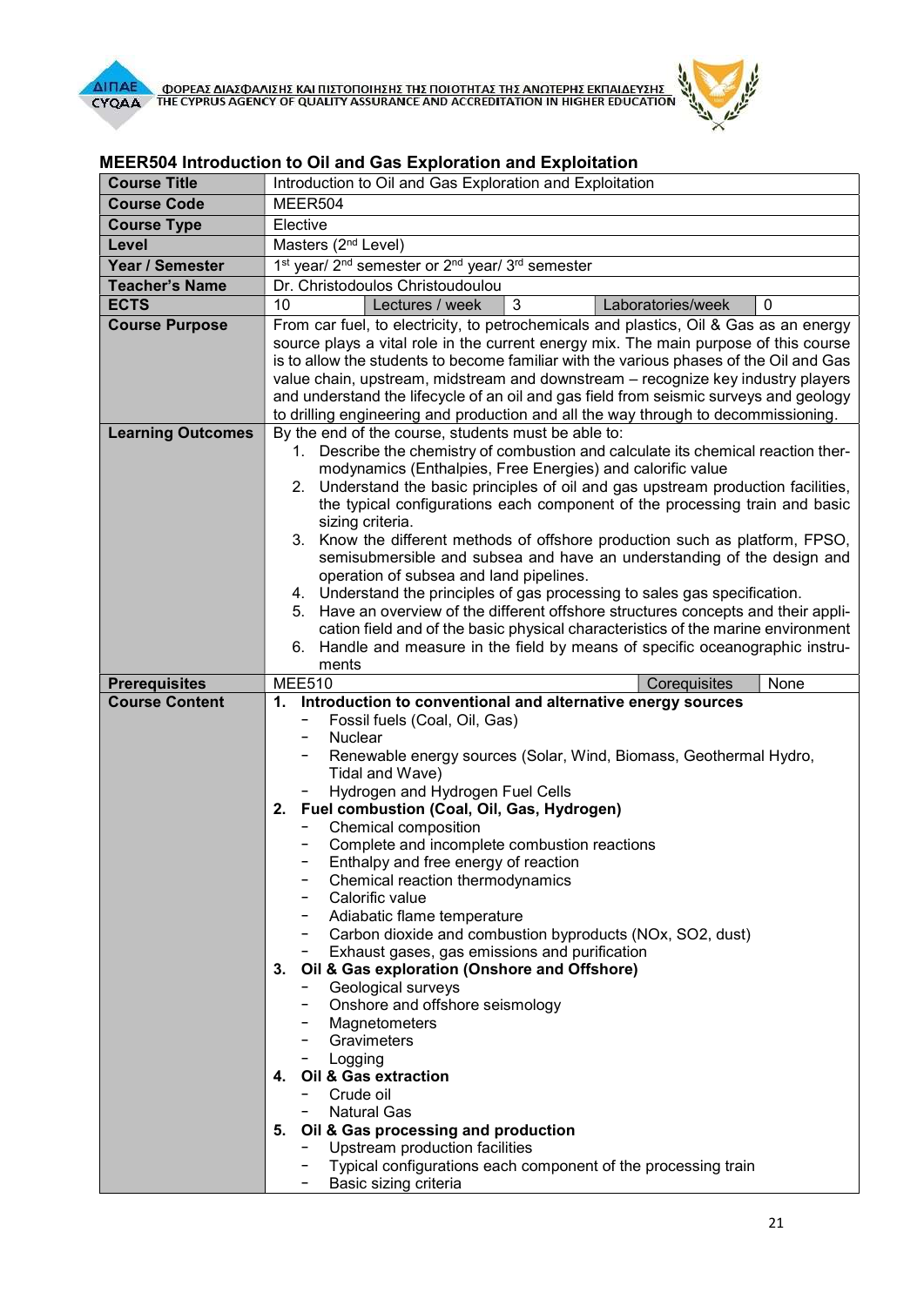## MEER504 Introduction to Oil and Gas Exploration and Exploitation

| Course Title | Introduction to Oil and Gas Exploration and Exploitation | | | | |
|---|---|---|---|---|---|
| Course Code | MEER504 | | | | |
| Course Type | Elective | | | | |
| Level | Masters (2nd Level) | | | | |
| Year / Semester | 1st year/ 2nd semester or 2nd year/ 3rd semester | | | | |
| Teacher's Name | Dr. Christodoulos Christoudoulou | | | | |
| ECTS | 10 | Lectures / week | 3 | Laboratories/week | 0 |
| Course Purpose | From car fuel, to electricity, to petrochemicals and plastics, Oil & Gas as an energy source plays a vital role in the current energy mix. The main purpose of this course is to allow the students to become familiar with the various phases of the Oil and Gas value chain, upstream, midstream and downstream – recognize key industry players and understand the lifecycle of an oil and gas field from seismic surveys and geology to drilling engineering and production and all the way through to decommissioning. | | | | |
| Learning Outcomes | By the end of the course, students must be able to:<br>1. Describe the chemistry of combustion and calculate its chemical reaction thermodynamics (Enthalpies, Free Energies) and calorific value<br>2. Understand the basic principles of oil and gas upstream production facilities, the typical configurations each component of the processing train and basic sizing criteria.<br>3. Know the different methods of offshore production such as platform, FPSO, semisubmersible and subsea and have an understanding of the design and operation of subsea and land pipelines.<br>4. Understand the principles of gas processing to sales gas specification.<br>5. Have an overview of the different offshore structures concepts and their application field and of the basic physical characteristics of the marine environment<br>6. Handle and measure in the field by means of specific oceanographic instruments | | | | |
| Prerequisites | MEE510 | | | Corequisites | None |
| Course Content | **1. Introduction to conventional and alternative energy sources**<br>- Fossil fuels (Coal, Oil, Gas)<br>- Nuclear<br>- Renewable energy sources (Solar, Wind, Biomass, Geothermal Hydro, Tidal and Wave)<br>- Hydrogen and Hydrogen Fuel Cells<br>**2. Fuel combustion (Coal, Oil, Gas, Hydrogen)**<br>- Chemical composition<br>- Complete and incomplete combustion reactions<br>- Enthalpy and free energy of reaction<br>- Chemical reaction thermodynamics<br>- Calorific value<br>- Adiabatic flame temperature<br>- Carbon dioxide and combustion byproducts (NOx, SO2, dust)<br>- Exhaust gases, gas emissions and purification<br>**3. Oil & Gas exploration (Onshore and Offshore)**<br>- Geological surveys<br>- Onshore and offshore seismology<br>- Magnetometers<br>- Gravimeters<br>- Logging<br>**4. Oil & Gas extraction**<br>- Crude oil<br>- Natural Gas<br>**5. Oil & Gas processing and production**<br>- Upstream production facilities<br>- Typical configurations each component of the processing train<br>- Basic sizing criteria | | | | |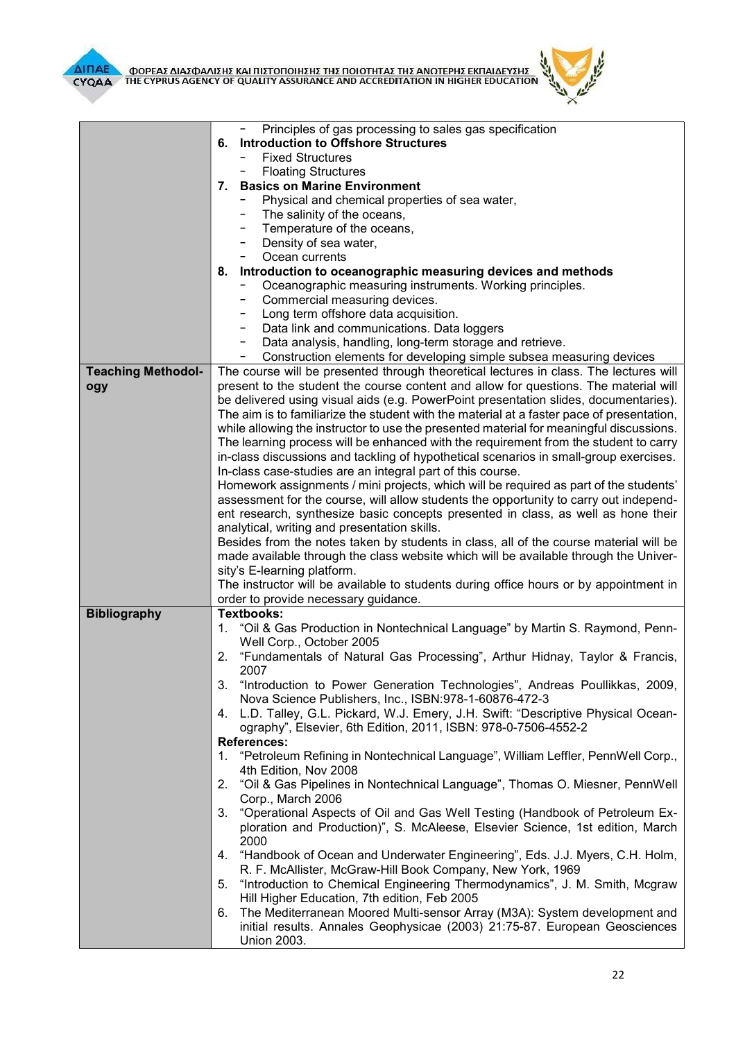| | |
|---|---|
| | - Principles of gas processing to sales gas specification<br>**6. Introduction to Offshore Structures**<br>- Fixed Structures<br>- Floating Structures<br>**7. Basics on Marine Environment**<br>- Physical and chemical properties of sea water,<br>- The salinity of the oceans,<br>- Temperature of the oceans,<br>- Density of sea water,<br>- Ocean currents<br>**8. Introduction to oceanographic measuring devices and methods**<br>- Oceanographic measuring instruments. Working principles.<br>- Commercial measuring devices.<br>- Long term offshore data acquisition.<br>- Data link and communications. Data loggers<br>- Data analysis, handling, long-term storage and retrieve.<br>- Construction elements for developing simple subsea measuring devices |
| **Teaching Methodology** | The course will be presented through theoretical lectures in class. The lectures will present to the student the course content and allow for questions. The material will be delivered using visual aids (e.g. PowerPoint presentation slides, documentaries). The aim is to familiarize the student with the material at a faster pace of presentation, while allowing the instructor to use the presented material for meaningful discussions. The learning process will be enhanced with the requirement from the student to carry in-class discussions and tackling of hypothetical scenarios in small-group exercises. In-class case-studies are an integral part of this course.<br>Homework assignments / mini projects, which will be required as part of the students' assessment for the course, will allow students the opportunity to carry out independent research, synthesize basic concepts presented in class, as well as hone their analytical, writing and presentation skills.<br>Besides from the notes taken by students in class, all of the course material will be made available through the class website which will be available through the University's E-learning platform.<br>The instructor will be available to students during office hours or by appointment in order to provide necessary guidance. |
| **Bibliography** | **Textbooks:**<br>1. "Oil & Gas Production in Nontechnical Language" by Martin S. Raymond, PennWell Corp., October 2005<br>2. "Fundamentals of Natural Gas Processing", Arthur Hidnay, Taylor & Francis, 2007<br>3. "Introduction to Power Generation Technologies", Andreas Poullikkas, 2009, Nova Science Publishers, Inc., ISBN:978-1-60876-472-3<br>4. L.D. Talley, G.L. Pickard, W.J. Emery, J.H. Swift: "Descriptive Physical Oceanography", Elsevier, 6th Edition, 2011, ISBN: 978-0-7506-4552-2<br>**References:**<br>1. "Petroleum Refining in Nontechnical Language", William Leffler, PennWell Corp., 4th Edition, Nov 2008<br>2. "Oil & Gas Pipelines in Nontechnical Language", Thomas O. Miesner, PennWell Corp., March 2006<br>3. "Operational Aspects of Oil and Gas Well Testing (Handbook of Petroleum Exploration and Production)", S. McAleese, Elsevier Science, 1st edition, March 2000<br>4. "Handbook of Ocean and Underwater Engineering", Eds. J.J. Myers, C.H. Holm, R. F. McAllister, McGraw-Hill Book Company, New York, 1969<br>5. "Introduction to Chemical Engineering Thermodynamics", J. M. Smith, Mcgraw Hill Higher Education, 7th edition, Feb 2005<br>6. The Mediterranean Moored Multi-sensor Array (M3A): System development and initial results. Annales Geophysicae (2003) 21:75-87. European Geosciences Union 2003. |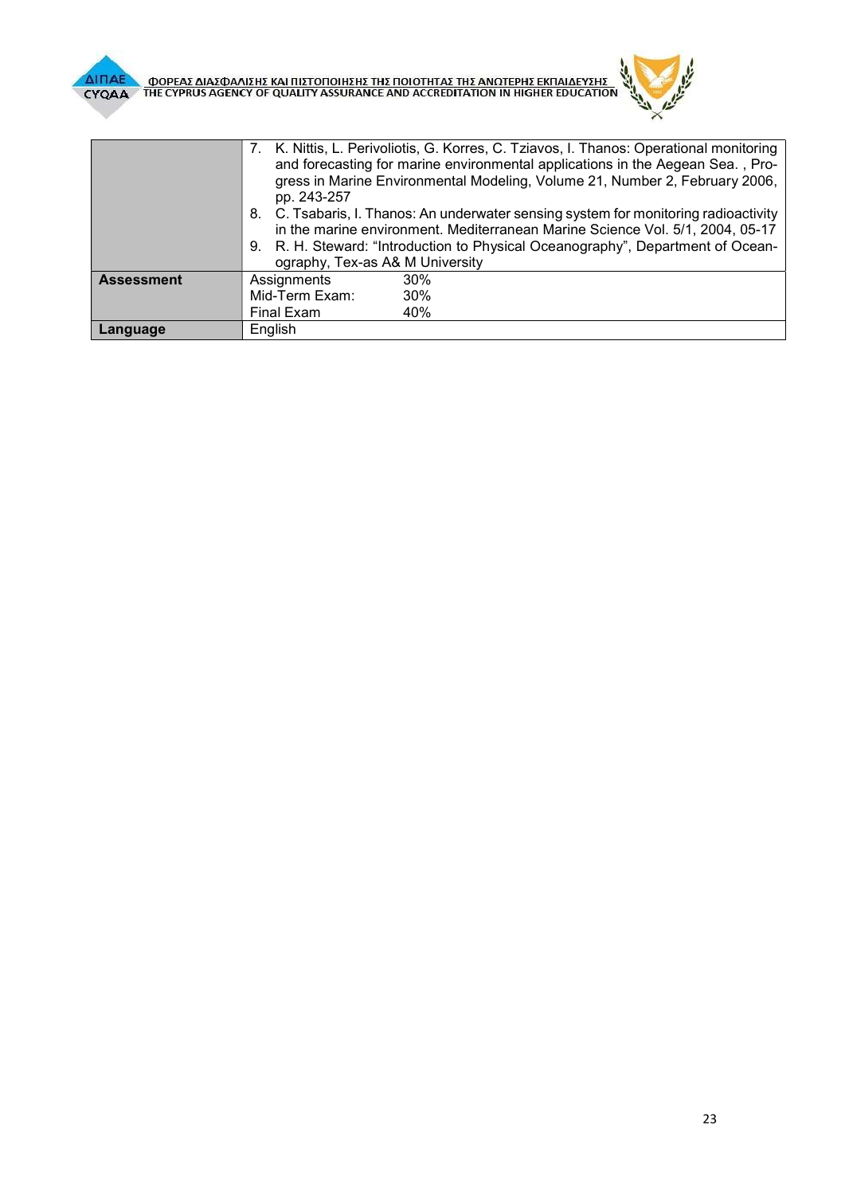| | |
|---|---|
| | 7. K. Nittis, L. Perivoliotis, G. Korres, C. Tziavos, I. Thanos: Operational monitoring and forecasting for marine environmental applications in the Aegean Sea. , Progress in Marine Environmental Modeling, Volume 21, Number 2, February 2006, pp. 243-257<br>8. C. Tsabaris, I. Thanos: An underwater sensing system for monitoring radioactivity in the marine environment. Mediterranean Marine Science Vol. 5/1, 2004, 05-17<br>9. R. H. Steward: "Introduction to Physical Oceanography", Department of Oceanography, Tex-as A& M University |
| **Assessment** | Assignments 30%<br>Mid-Term Exam: 30%<br>Final Exam 40% |
| **Language** | English |